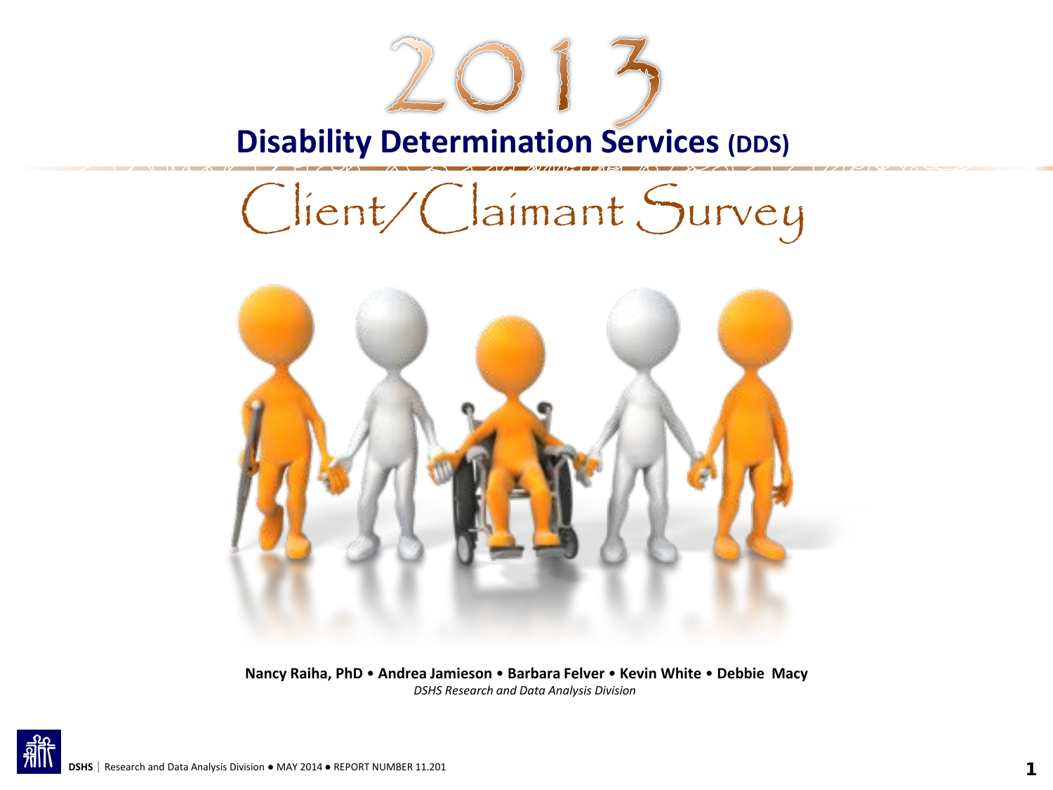# 2013

## Disability Determination Services (DDS)

# Client/Claimant Survey

**Nancy Raiha, PhD • Andrea Jamieson • Barbara Felver • Kevin White • Debbie Macy**

*DSHS Research and Data Analysis Division*

DSHS | Research and Data Analysis Division ● MAY 2014 ● REPORT NUMBER 11.201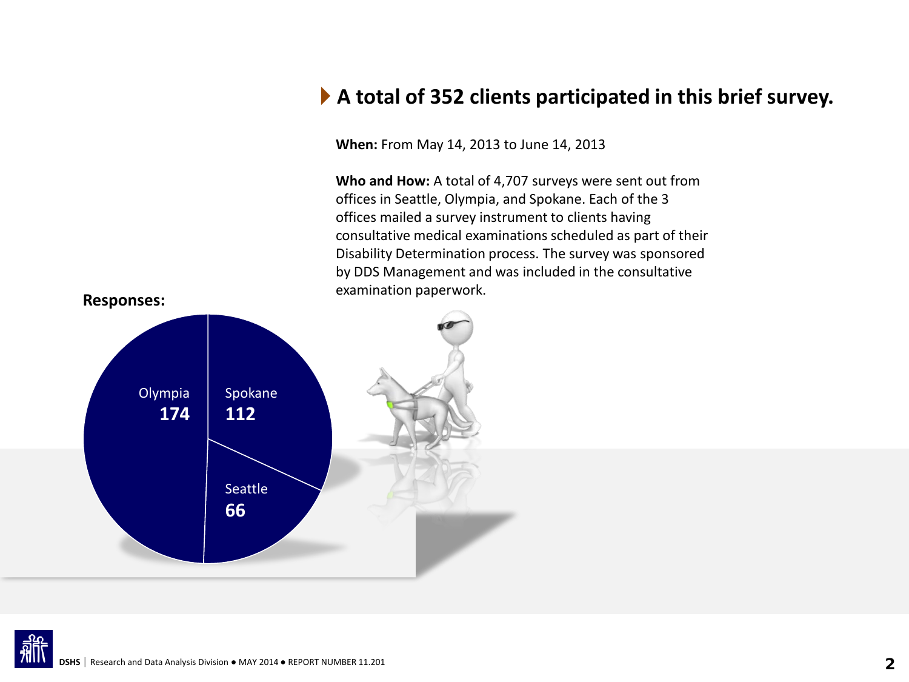## A total of 352 clients participated in this brief survey.

**When:** From May 14, 2013 to June 14, 2013

**Who and How:** A total of 4,707 surveys were sent out from offices in Seattle, Olympia, and Spokane. Each of the 3 offices mailed a survey instrument to clients having consultative medical examinations scheduled as part of their Disability Determination process. The survey was sponsored by DDS Management and was included in the consultative examination paperwork.

**Responses:**

| Office | Responses |
|---|---|
| Olympia | 174 |
| Spokane | 112 |
| Seattle | 66 |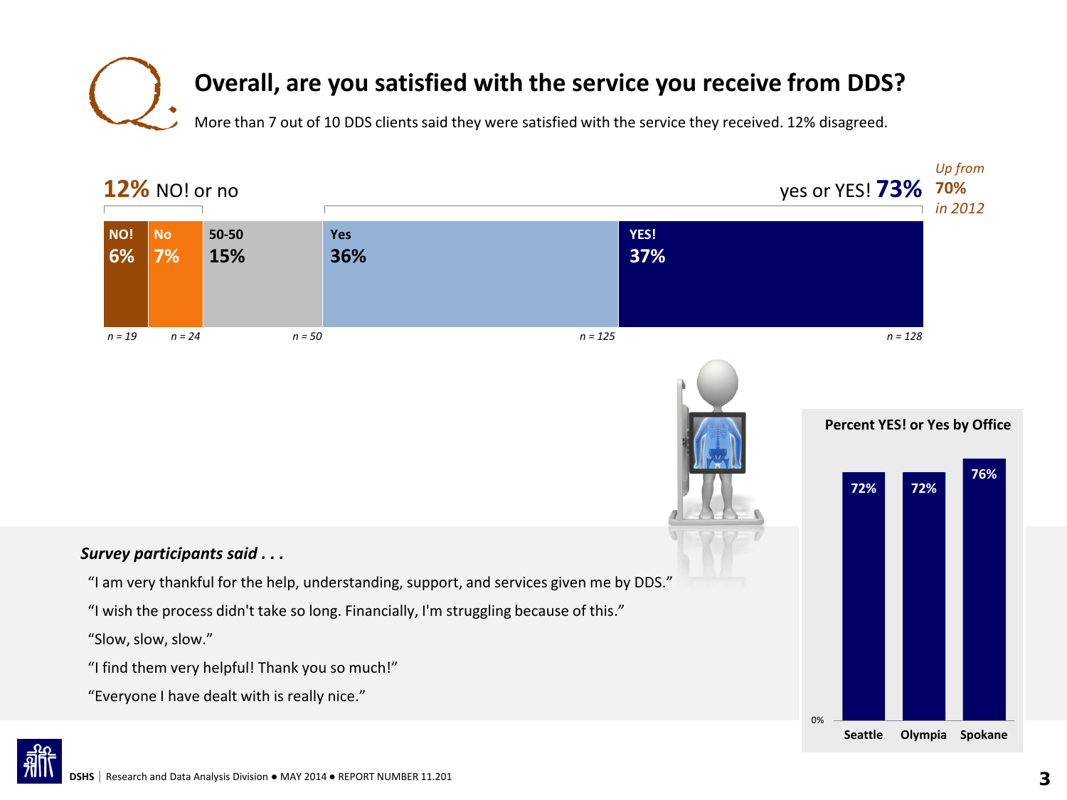# Overall, are you satisfied with the service you receive from DDS?

More than 7 out of 10 DDS clients said they were satisfied with the service they received. 12% disagreed.

**12%** NO! or no | yes or YES! **73%** *Up from* **70%** *in 2012*

| NO! | No | 50-50 | Yes | YES! |
|---|---|---|---|---|
| 6% | 7% | 15% | 36% | 37% |
| *n = 19* | *n = 24* | *n = 50* | *n = 125* | *n = 128* |

**Percent YES! or Yes by Office**

| Seattle | Olympia | Spokane |
|---|---|---|
| 72% | 72% | 76% |

***Survey participants said . . .***

"I am very thankful for the help, understanding, support, and services given me by DDS."

"I wish the process didn't take so long. Financially, I'm struggling because of this."

"Slow, slow, slow."

"I find them very helpful! Thank you so much!"

"Everyone I have dealt with is really nice."

**DSHS** | Research and Data Analysis Division ● MAY 2014 ● REPORT NUMBER 11.201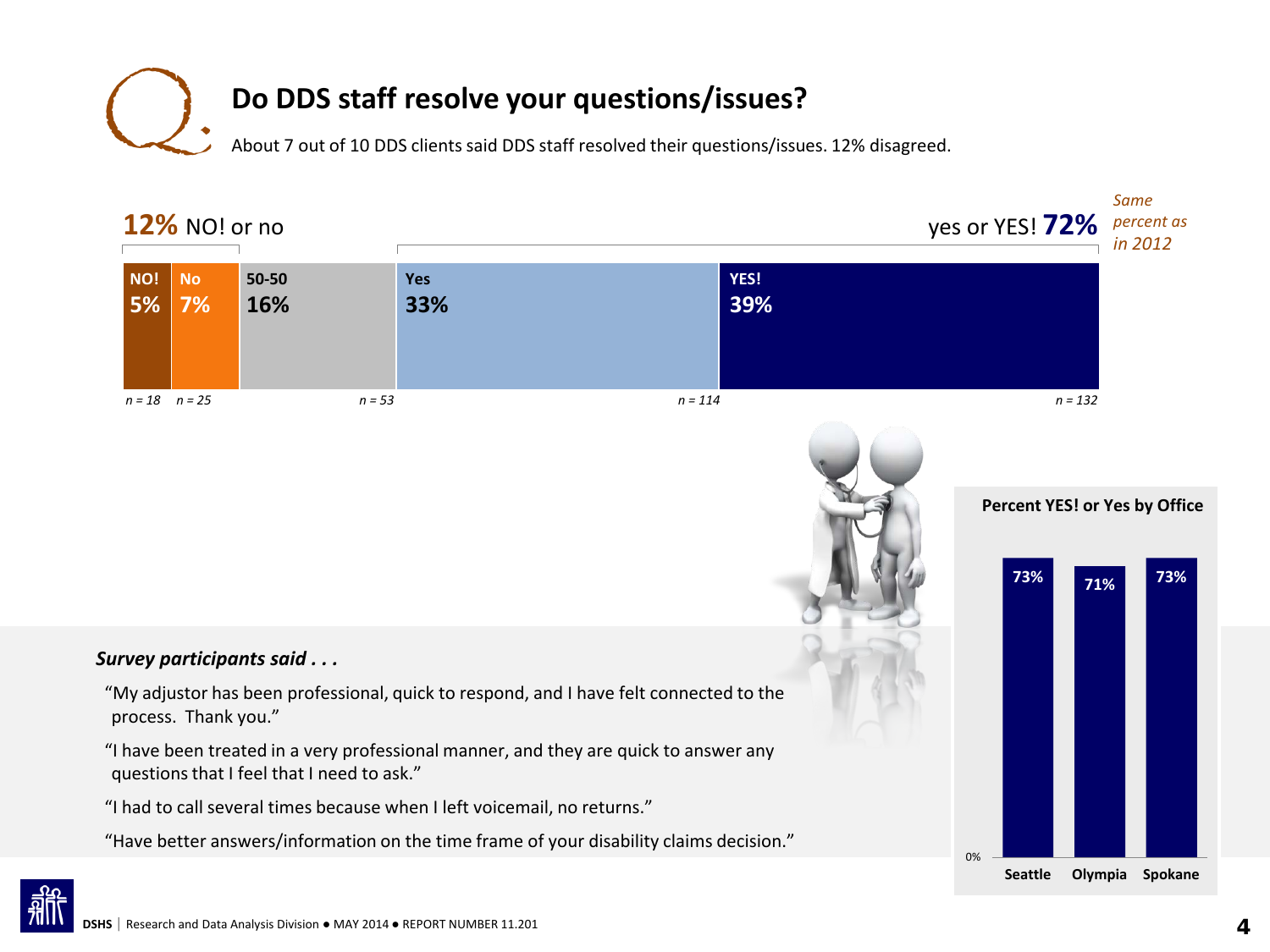## Do DDS staff resolve your questions/issues?

About 7 out of 10 DDS clients said DDS staff resolved their questions/issues. 12% disagreed.

**12%** NO! or no | yes or YES! **72%** *Same percent as in 2012*

| NO! | No | 50-50 | Yes | YES! |
|---|---|---|---|---|
| 5% | 7% | 16% | 33% | 39% |
| *n = 18* | *n = 25* | *n = 53* | *n = 114* | *n = 132* |

**Percent YES! or Yes by Office**

| Seattle | Olympia | Spokane |
|---|---|---|
| 73% | 71% | 73% |

***Survey participants said . . .***

"My adjustor has been professional, quick to respond, and I have felt connected to the process. Thank you."

"I have been treated in a very professional manner, and they are quick to answer any questions that I feel that I need to ask."

"I had to call several times because when I left voicemail, no returns."

"Have better answers/information on the time frame of your disability claims decision."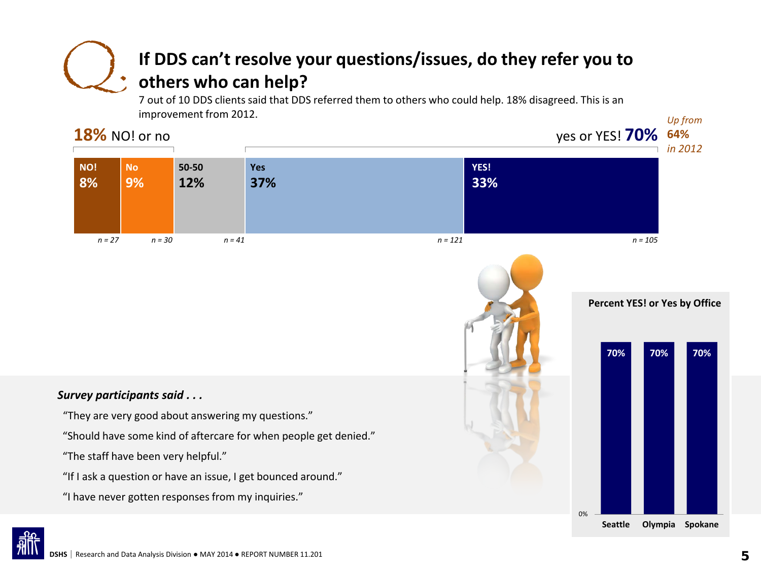# If DDS can't resolve your questions/issues, do they refer you to others who can help?

7 out of 10 DDS clients said that DDS referred them to others who could help. 18% disagreed. This is an improvement from 2012.

**18%** NO! or no

yes or YES! **70%**

*Up from* ***64%*** *in 2012*

| NO! | No | 50-50 | Yes | YES! |
|---|---|---|---|---|
| 8% | 9% | 12% | 37% | 33% |
| *n = 27* | *n = 30* | *n = 41* | *n = 121* | *n = 105* |

**Percent YES! or Yes by Office**

| Seattle | Olympia | Spokane |
|---|---|---|
| 70% | 70% | 70% |

***Survey participants said . . .***

"They are very good about answering my questions."

"Should have some kind of aftercare for when people get denied."

"The staff have been very helpful."

"If I ask a question or have an issue, I get bounced around."

"I have never gotten responses from my inquiries."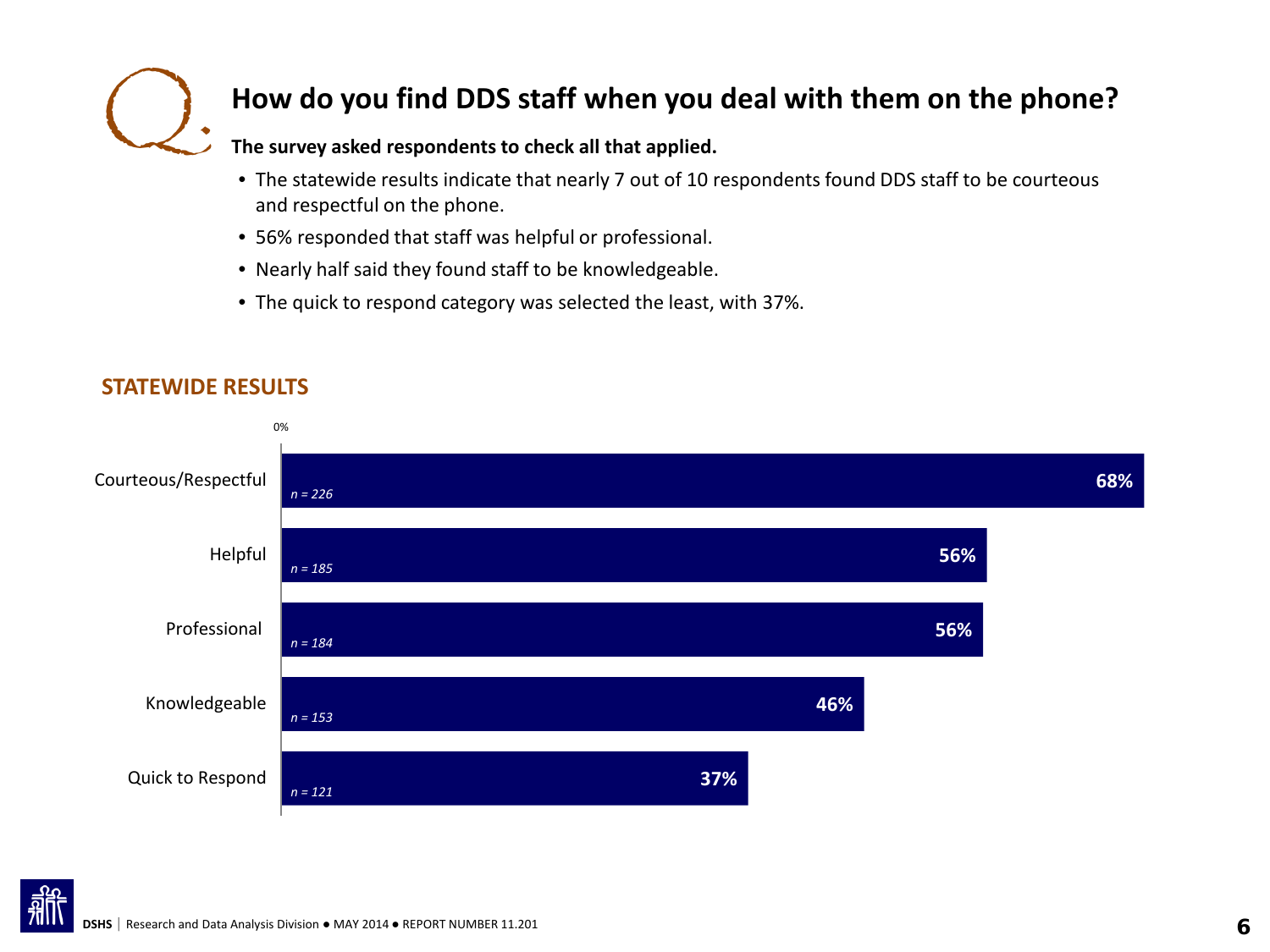## How do you find DDS staff when you deal with them on the phone?

**The survey asked respondents to check all that applied.**

- The statewide results indicate that nearly 7 out of 10 respondents found DDS staff to be courteous and respectful on the phone.
- 56% responded that staff was helpful or professional.
- Nearly half said they found staff to be knowledgeable.
- The quick to respond category was selected the least, with 37%.

### STATEWIDE RESULTS

| Response | n | Percent |
|---|---|---|
| Courteous/Respectful | *n = 226* | 68% |
| Helpful | *n = 185* | 56% |
| Professional | *n = 184* | 56% |
| Knowledgeable | *n = 153* | 46% |
| Quick to Respond | *n = 121* | 37% |

**DSHS** | Research and Data Analysis Division ● MAY 2014 ● REPORT NUMBER 11.201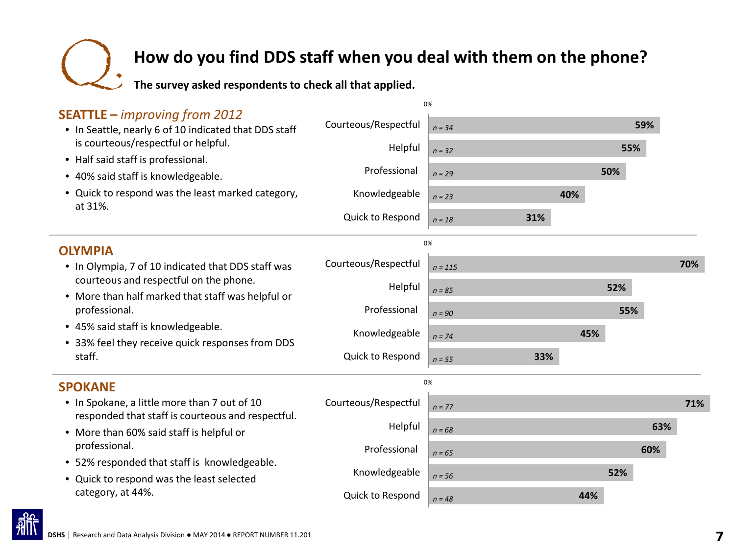# How do you find DDS staff when you deal with them on the phone?

**The survey asked respondents to check all that applied.**

## SEATTLE – *improving from 2012*

- In Seattle, nearly 6 of 10 indicated that DDS staff is courteous/respectful or helpful.
- Half said staff is professional.
- 40% said staff is knowledgeable.
- Quick to respond was the least marked category, at 31%.

| Response | n | % |
|---|---|---|
| Courteous/Respectful | n = 34 | 59% |
| Helpful | n = 32 | 55% |
| Professional | n = 29 | 50% |
| Knowledgeable | n = 23 | 40% |
| Quick to Respond | n = 18 | 31% |

## OLYMPIA

- In Olympia, 7 of 10 indicated that DDS staff was courteous and respectful on the phone.
- More than half marked that staff was helpful or professional.
- 45% said staff is knowledgeable.
- 33% feel they receive quick responses from DDS staff.

| Response | n | % |
|---|---|---|
| Courteous/Respectful | n = 115 | 70% |
| Helpful | n = 85 | 52% |
| Professional | n = 90 | 55% |
| Knowledgeable | n = 74 | 45% |
| Quick to Respond | n = 55 | 33% |

## SPOKANE

- In Spokane, a little more than 7 out of 10 responded that staff is courteous and respectful.
- More than 60% said staff is helpful or professional.
- 52% responded that staff is knowledgeable.
- Quick to respond was the least selected category, at 44%.

| Response | n | % |
|---|---|---|
| Courteous/Respectful | n = 77 | 71% |
| Helpful | n = 68 | 63% |
| Professional | n = 65 | 60% |
| Knowledgeable | n = 56 | 52% |
| Quick to Respond | n = 48 | 44% |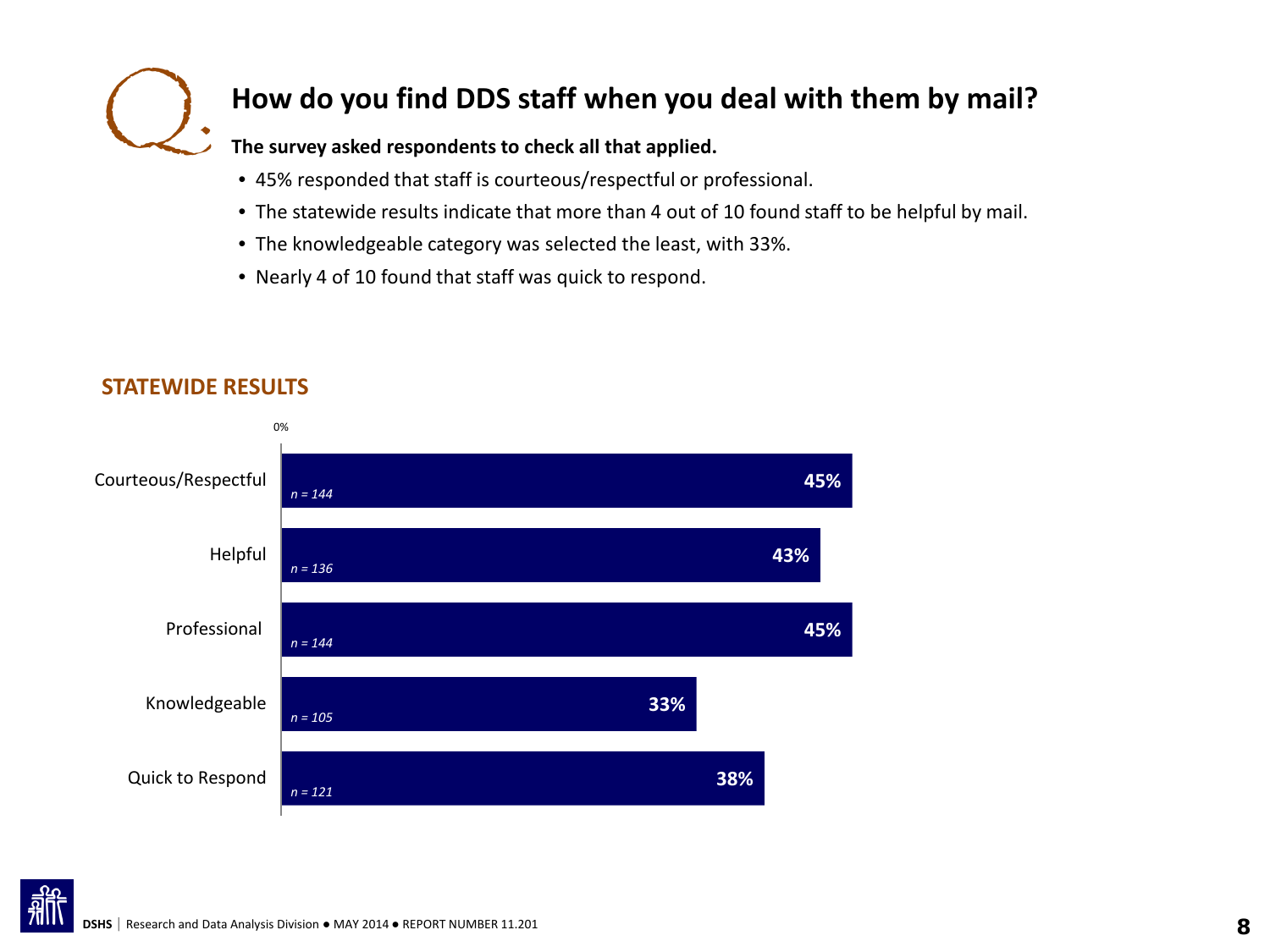# How do you find DDS staff when you deal with them by mail?

**The survey asked respondents to check all that applied.**

- 45% responded that staff is courteous/respectful or professional.
- The statewide results indicate that more than 4 out of 10 found staff to be helpful by mail.
- The knowledgeable category was selected the least, with 33%.
- Nearly 4 of 10 found that staff was quick to respond.

## STATEWIDE RESULTS

| Response | n | Percent |
|---|---|---|
| Courteous/Respectful | *n = 144* | 45% |
| Helpful | *n = 136* | 43% |
| Professional | *n = 144* | 45% |
| Knowledgeable | *n = 105* | 33% |
| Quick to Respond | *n = 121* | 38% |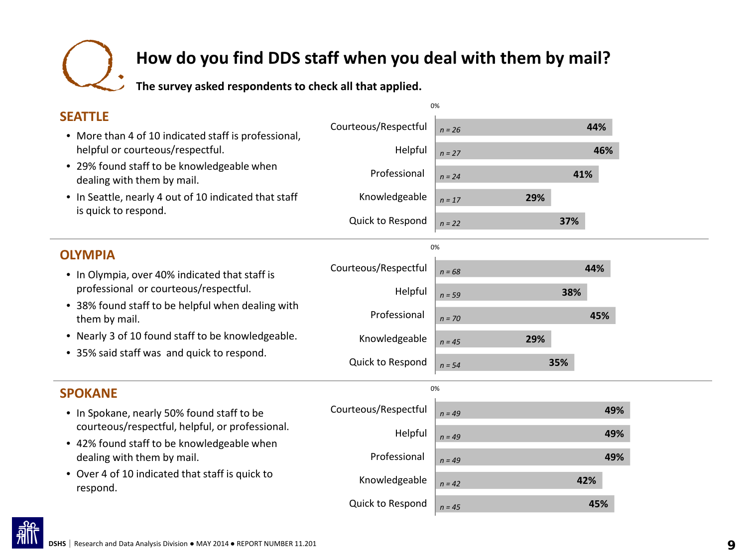# How do you find DDS staff when you deal with them by mail?

**The survey asked respondents to check all that applied.**

## SEATTLE

- More than 4 of 10 indicated staff is professional, helpful or courteous/respectful.
- 29% found staff to be knowledgeable when dealing with them by mail.
- In Seattle, nearly 4 out of 10 indicated that staff is quick to respond.

| | n | % |
|---|---|---|
| Courteous/Respectful | n = 26 | 44% |
| Helpful | n = 27 | 46% |
| Professional | n = 24 | 41% |
| Knowledgeable | n = 17 | 29% |
| Quick to Respond | n = 22 | 37% |

## OLYMPIA

- In Olympia, over 40% indicated that staff is professional or courteous/respectful.
- 38% found staff to be helpful when dealing with them by mail.
- Nearly 3 of 10 found staff to be knowledgeable.
- 35% said staff was and quick to respond.

| | n | % |
|---|---|---|
| Courteous/Respectful | n = 68 | 44% |
| Helpful | n = 59 | 38% |
| Professional | n = 70 | 45% |
| Knowledgeable | n = 45 | 29% |
| Quick to Respond | n = 54 | 35% |

## SPOKANE

- In Spokane, nearly 50% found staff to be courteous/respectful, helpful, or professional.
- 42% found staff to be knowledgeable when dealing with them by mail.
- Over 4 of 10 indicated that staff is quick to respond.

| | n | % |
|---|---|---|
| Courteous/Respectful | n = 49 | 49% |
| Helpful | n = 49 | 49% |
| Professional | n = 49 | 49% |
| Knowledgeable | n = 42 | 42% |
| Quick to Respond | n = 45 | 45% |

DSHS | Research and Data Analysis Division ● MAY 2014 ● REPORT NUMBER 11.201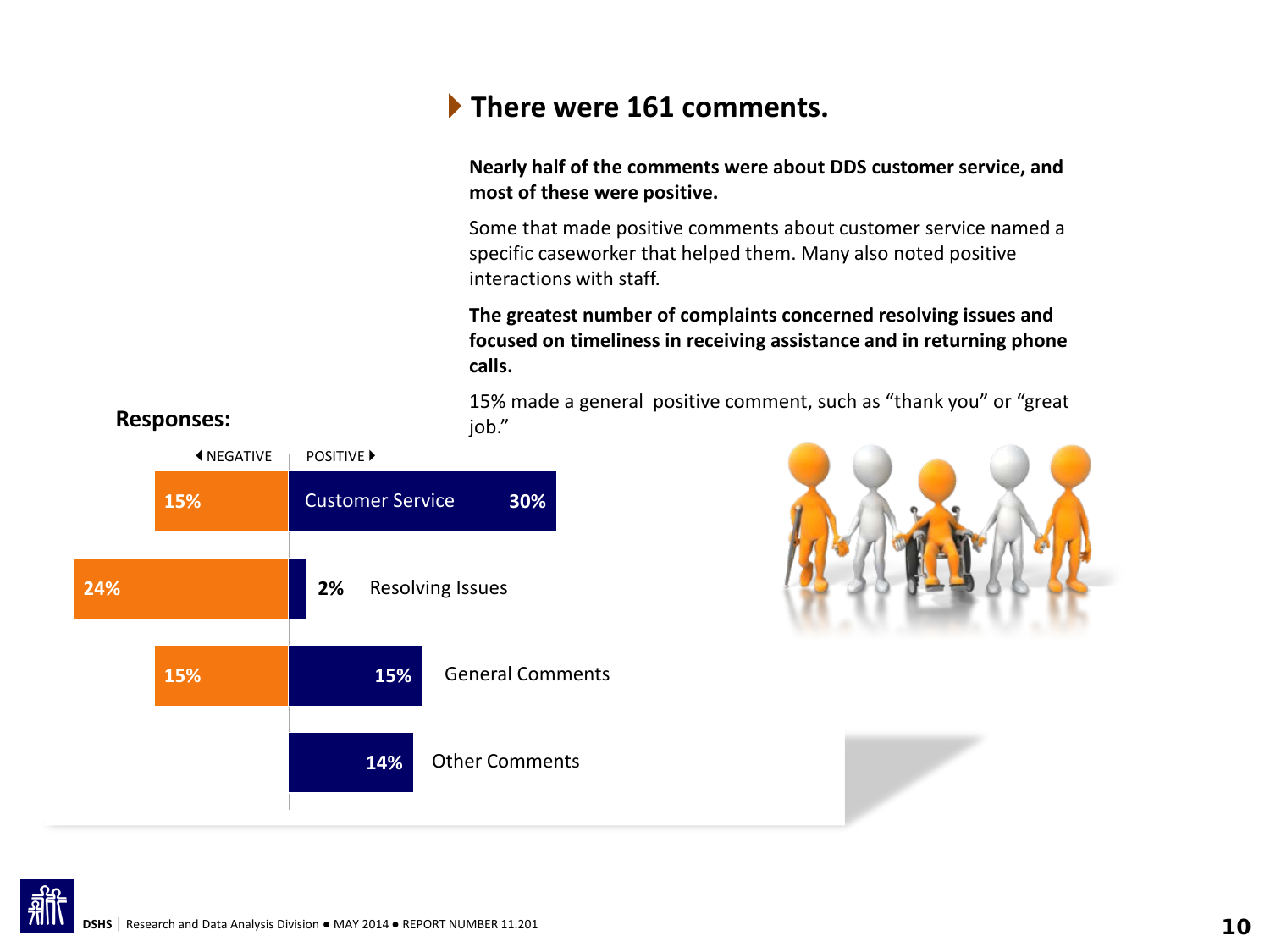## There were 161 comments.

**Nearly half of the comments were about DDS customer service, and most of these were positive.**

Some that made positive comments about customer service named a specific caseworker that helped them. Many also noted positive interactions with staff.

**The greatest number of complaints concerned resolving issues and focused on timeliness in receiving assistance and in returning phone calls.**

15% made a general positive comment, such as "thank you" or "great job."

**Responses:**

| Category | NEGATIVE | POSITIVE |
|---|---|---|
| Customer Service | 15% | 30% |
| Resolving Issues | 24% | 2% |
| General Comments | 15% | 15% |
| Other Comments | | 14% |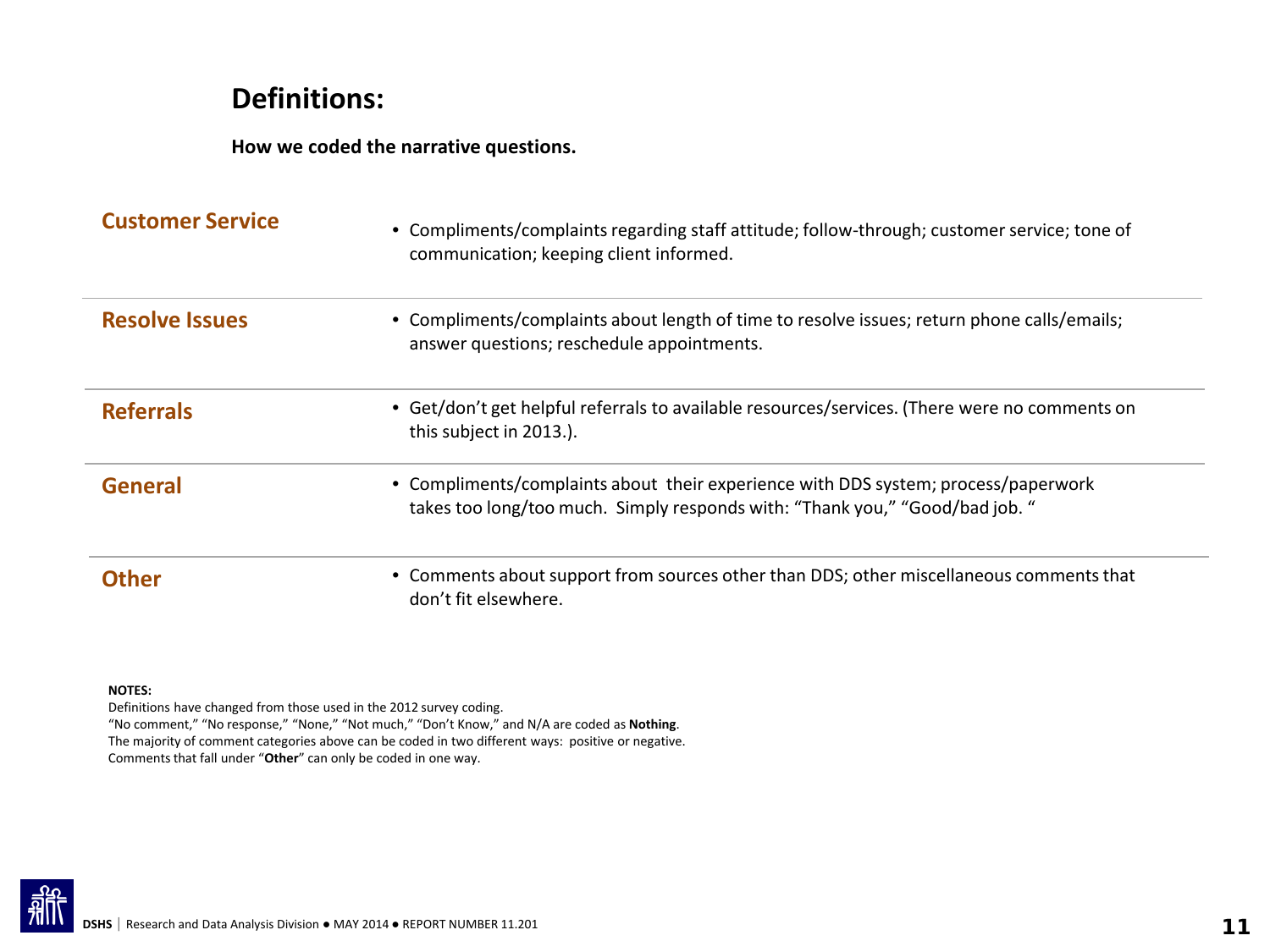## Definitions:

**How we coded the narrative questions.**

| | |
|---|---|
| **Customer Service** | • Compliments/complaints regarding staff attitude; follow-through; customer service; tone of communication; keeping client informed. |
| **Resolve Issues** | • Compliments/complaints about length of time to resolve issues; return phone calls/emails; answer questions; reschedule appointments. |
| **Referrals** | • Get/don't get helpful referrals to available resources/services. (There were no comments on this subject in 2013.). |
| **General** | • Compliments/complaints about their experience with DDS system; process/paperwork takes too long/too much. Simply responds with: "Thank you," "Good/bad job. " |
| **Other** | • Comments about support from sources other than DDS; other miscellaneous comments that don't fit elsewhere. |

**NOTES:**

Definitions have changed from those used in the 2012 survey coding.

"No comment," "No response," "None," "Not much," "Don't Know," and N/A are coded as **Nothing**.

The majority of comment categories above can be coded in two different ways: positive or negative.

Comments that fall under "**Other**" can only be coded in one way.

**DSHS** | Research and Data Analysis Division ● MAY 2014 ● REPORT NUMBER 11.201